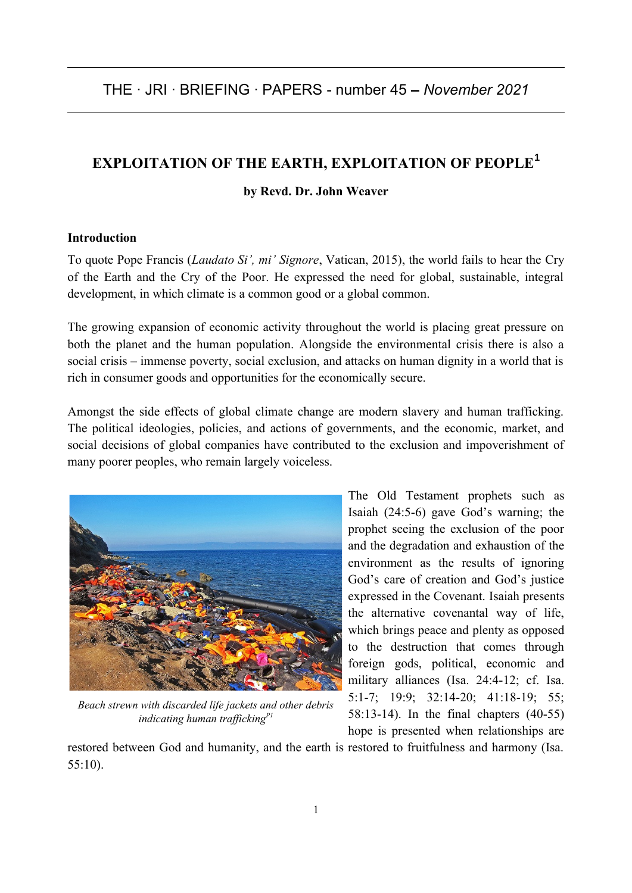THE · JRI · BRIEFING · PAPERS - number 45 – *November 2021*

# EXPLOITATION OF THE EARTH, EXPLOITATION OF PEOPLE[1]

**by Revd. Dr. John Weaver**

## Introduction

To quote Pope Francis (*Laudato Si', mi' Signore*, Vatican, 2015), the world fails to hear the Cry of the Earth and the Cry of the Poor. He expressed the need for global, sustainable, integral development, in which climate is a common good or a global common.

The growing expansion of economic activity throughout the world is placing great pressure on both the planet and the human population. Alongside the environmental crisis there is also a social crisis – immense poverty, social exclusion, and attacks on human dignity in a world that is rich in consumer goods and opportunities for the economically secure.

Amongst the side effects of global climate change are modern slavery and human trafficking. The political ideologies, policies, and actions of governments, and the economic, market, and social decisions of global companies have contributed to the exclusion and impoverishment of many poorer peoples, who remain largely voiceless.

*Beach strewn with discarded life jackets and other debris indicating human trafficking*[P1]

The Old Testament prophets such as Isaiah (24:5-6) gave God's warning; the prophet seeing the exclusion of the poor and the degradation and exhaustion of the environment as the results of ignoring God's care of creation and God's justice expressed in the Covenant. Isaiah presents the alternative covenantal way of life, which brings peace and plenty as opposed to the destruction that comes through foreign gods, political, economic and military alliances (Isa. 24:4-12; cf. Isa. 5:1-7; 19:9; 32:14-20; 41:18-19; 55; 58:13-14). In the final chapters (40-55) hope is presented when relationships are restored between God and humanity, and the earth is restored to fruitfulness and harmony (Isa. 55:10).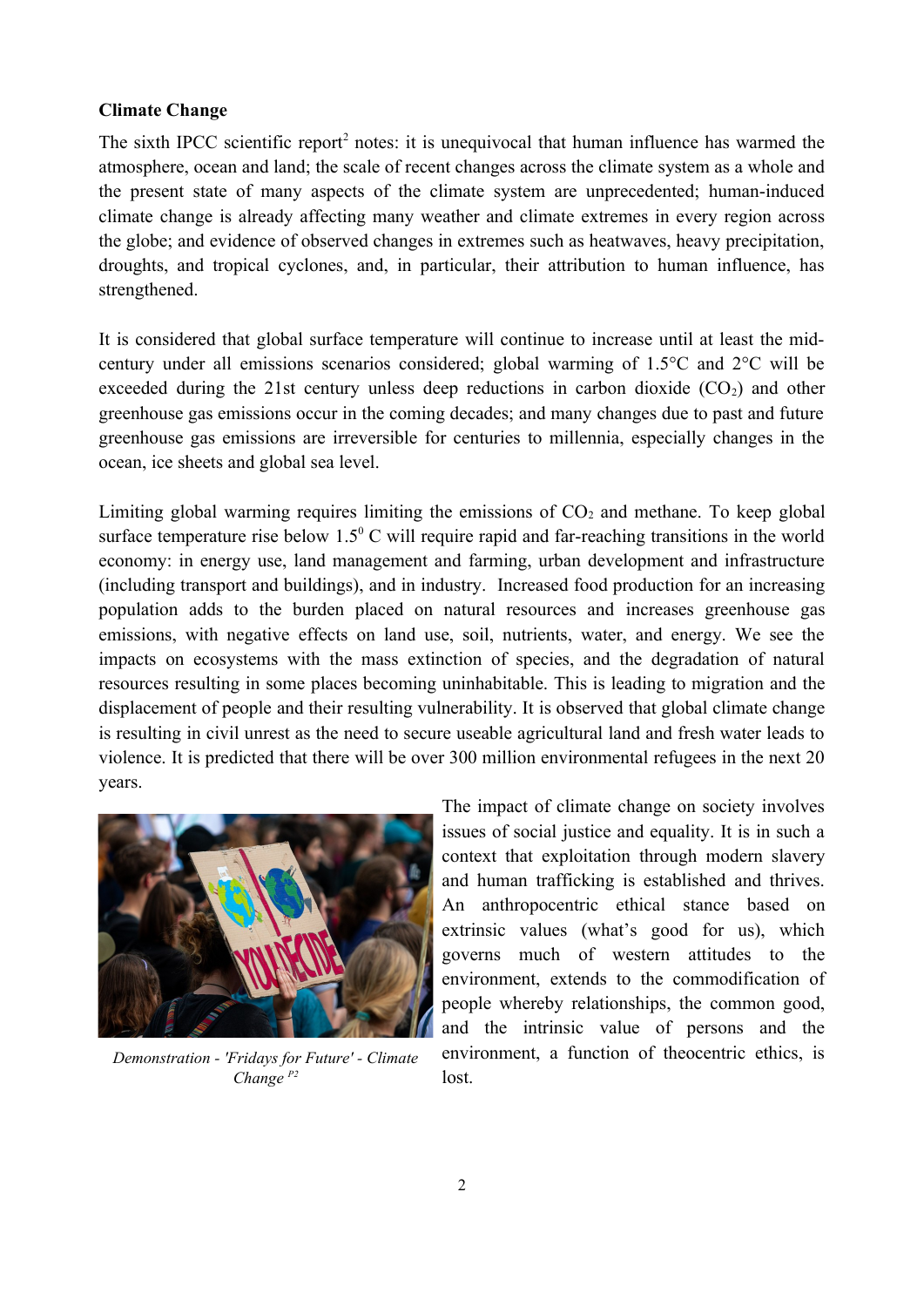**Climate Change**

The sixth IPCC scientific report[2] notes: it is unequivocal that human influence has warmed the atmosphere, ocean and land; the scale of recent changes across the climate system as a whole and the present state of many aspects of the climate system are unprecedented; human-induced climate change is already affecting many weather and climate extremes in every region across the globe; and evidence of observed changes in extremes such as heatwaves, heavy precipitation, droughts, and tropical cyclones, and, in particular, their attribution to human influence, has strengthened.

It is considered that global surface temperature will continue to increase until at least the mid-century under all emissions scenarios considered; global warming of 1.5°C and 2°C will be exceeded during the 21st century unless deep reductions in carbon dioxide ($CO_2$) and other greenhouse gas emissions occur in the coming decades; and many changes due to past and future greenhouse gas emissions are irreversible for centuries to millennia, especially changes in the ocean, ice sheets and global sea level.

Limiting global warming requires limiting the emissions of $CO_2$ and methane. To keep global surface temperature rise below $1.5^0$ C will require rapid and far-reaching transitions in the world economy: in energy use, land management and farming, urban development and infrastructure (including transport and buildings), and in industry. Increased food production for an increasing population adds to the burden placed on natural resources and increases greenhouse gas emissions, with negative effects on land use, soil, nutrients, water, and energy. We see the impacts on ecosystems with the mass extinction of species, and the degradation of natural resources resulting in some places becoming uninhabitable. This is leading to migration and the displacement of people and their resulting vulnerability. It is observed that global climate change is resulting in civil unrest as the need to secure useable agricultural land and fresh water leads to violence. It is predicted that there will be over 300 million environmental refugees in the next 20 years.

*Demonstration - 'Fridays for Future' - Climate Change* [P2]

The impact of climate change on society involves issues of social justice and equality. It is in such a context that exploitation through modern slavery and human trafficking is established and thrives. An anthropocentric ethical stance based on extrinsic values (what's good for us), which governs much of western attitudes to the environment, extends to the commodification of people whereby relationships, the common good, and the intrinsic value of persons and the environment, a function of theocentric ethics, is lost.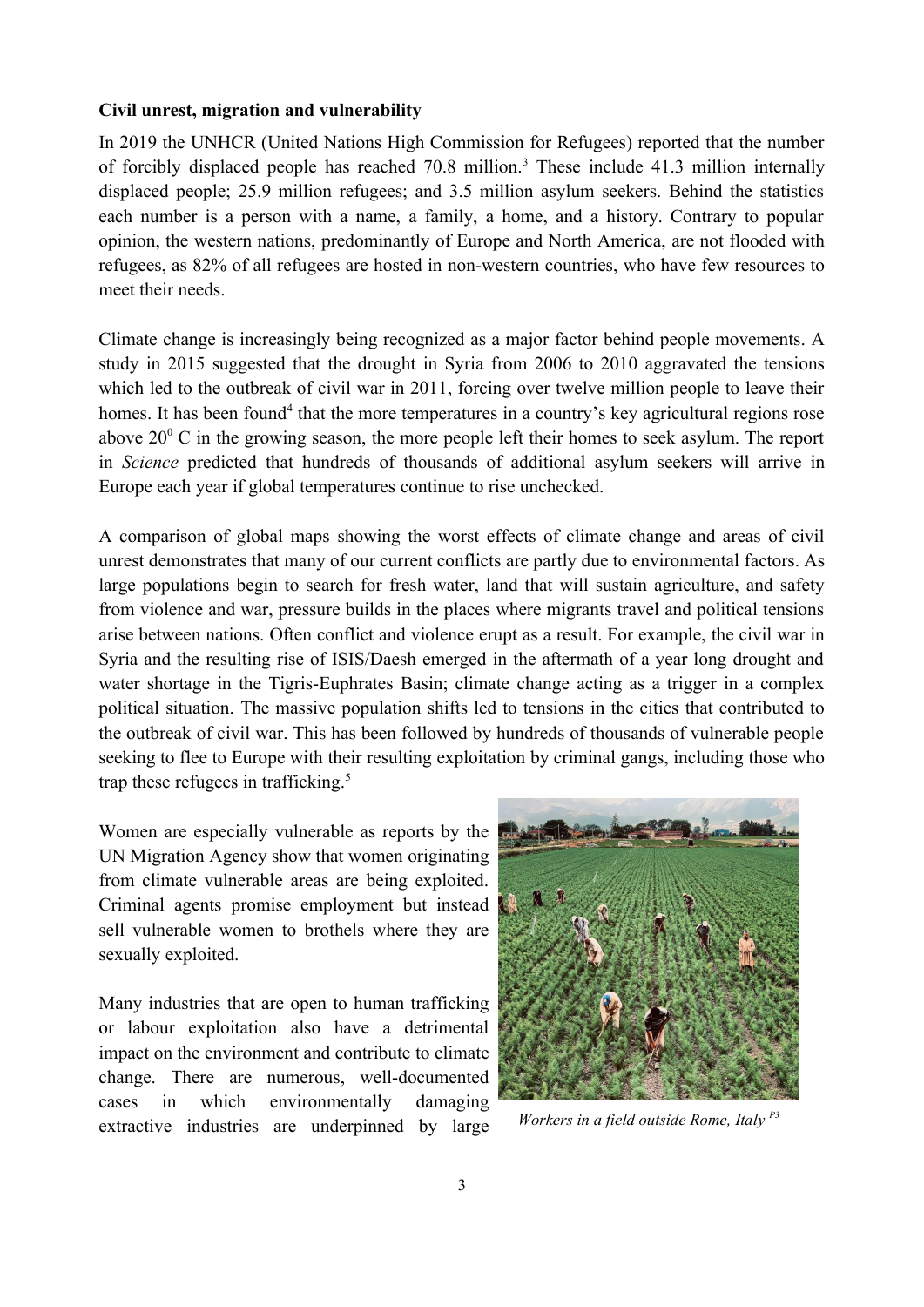**Civil unrest, migration and vulnerability**

In 2019 the UNHCR (United Nations High Commission for Refugees) reported that the number of forcibly displaced people has reached 70.8 million.[3] These include 41.3 million internally displaced people; 25.9 million refugees; and 3.5 million asylum seekers. Behind the statistics each number is a person with a name, a family, a home, and a history. Contrary to popular opinion, the western nations, predominantly of Europe and North America, are not flooded with refugees, as 82% of all refugees are hosted in non-western countries, who have few resources to meet their needs.

Climate change is increasingly being recognized as a major factor behind people movements. A study in 2015 suggested that the drought in Syria from 2006 to 2010 aggravated the tensions which led to the outbreak of civil war in 2011, forcing over twelve million people to leave their homes. It has been found[4] that the more temperatures in a country's key agricultural regions rose above $20^0$ C in the growing season, the more people left their homes to seek asylum. The report in *Science* predicted that hundreds of thousands of additional asylum seekers will arrive in Europe each year if global temperatures continue to rise unchecked.

A comparison of global maps showing the worst effects of climate change and areas of civil unrest demonstrates that many of our current conflicts are partly due to environmental factors. As large populations begin to search for fresh water, land that will sustain agriculture, and safety from violence and war, pressure builds in the places where migrants travel and political tensions arise between nations. Often conflict and violence erupt as a result. For example, the civil war in Syria and the resulting rise of ISIS/Daesh emerged in the aftermath of a year long drought and water shortage in the Tigris-Euphrates Basin; climate change acting as a trigger in a complex political situation. The massive population shifts led to tensions in the cities that contributed to the outbreak of civil war. This has been followed by hundreds of thousands of vulnerable people seeking to flee to Europe with their resulting exploitation by criminal gangs, including those who trap these refugees in trafficking.[5]

Women are especially vulnerable as reports by the UN Migration Agency show that women originating from climate vulnerable areas are being exploited. Criminal agents promise employment but instead sell vulnerable women to brothels where they are sexually exploited.

*Workers in a field outside Rome, Italy* [P3]

Many industries that are open to human trafficking or labour exploitation also have a detrimental impact on the environment and contribute to climate change. There are numerous, well-documented cases in which environmentally damaging extractive industries are underpinned by large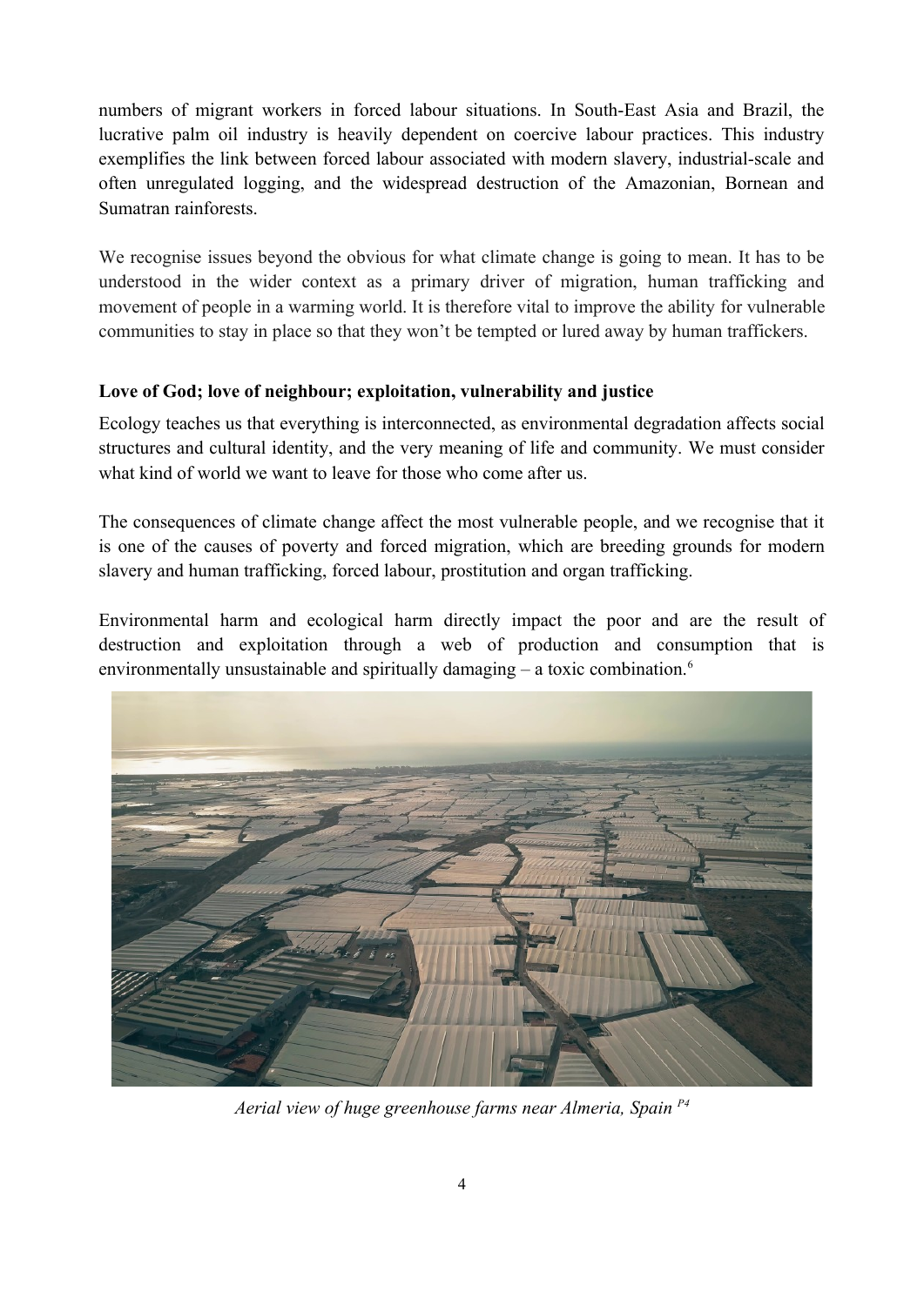numbers of migrant workers in forced labour situations. In South-East Asia and Brazil, the lucrative palm oil industry is heavily dependent on coercive labour practices. This industry exemplifies the link between forced labour associated with modern slavery, industrial-scale and often unregulated logging, and the widespread destruction of the Amazonian, Bornean and Sumatran rainforests.

We recognise issues beyond the obvious for what climate change is going to mean. It has to be understood in the wider context as a primary driver of migration, human trafficking and movement of people in a warming world. It is therefore vital to improve the ability for vulnerable communities to stay in place so that they won't be tempted or lured away by human traffickers.

**Love of God; love of neighbour; exploitation, vulnerability and justice**

Ecology teaches us that everything is interconnected, as environmental degradation affects social structures and cultural identity, and the very meaning of life and community. We must consider what kind of world we want to leave for those who come after us.

The consequences of climate change affect the most vulnerable people, and we recognise that it is one of the causes of poverty and forced migration, which are breeding grounds for modern slavery and human trafficking, forced labour, prostitution and organ trafficking.

Environmental harm and ecological harm directly impact the poor and are the result of destruction and exploitation through a web of production and consumption that is environmentally unsustainable and spiritually damaging – a toxic combination.[6]

*Aerial view of huge greenhouse farms near Almeria, Spain* [P4]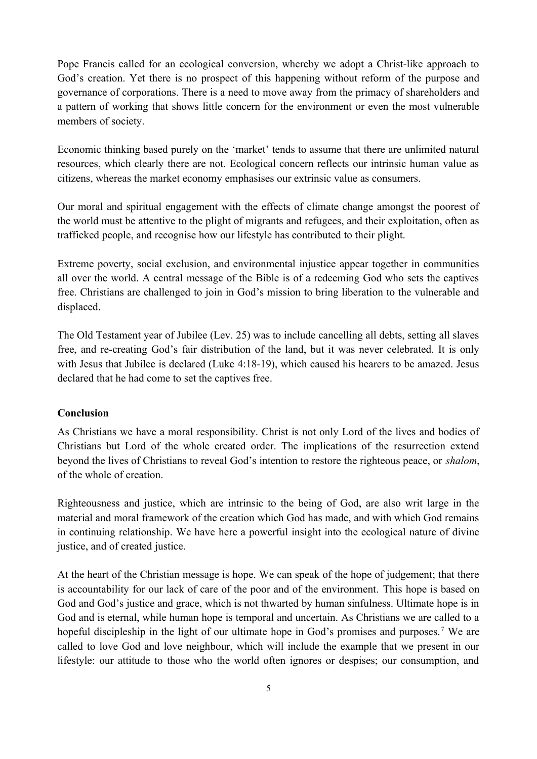Pope Francis called for an ecological conversion, whereby we adopt a Christ-like approach to God's creation. Yet there is no prospect of this happening without reform of the purpose and governance of corporations. There is a need to move away from the primacy of shareholders and a pattern of working that shows little concern for the environment or even the most vulnerable members of society.

Economic thinking based purely on the 'market' tends to assume that there are unlimited natural resources, which clearly there are not. Ecological concern reflects our intrinsic human value as citizens, whereas the market economy emphasises our extrinsic value as consumers.

Our moral and spiritual engagement with the effects of climate change amongst the poorest of the world must be attentive to the plight of migrants and refugees, and their exploitation, often as trafficked people, and recognise how our lifestyle has contributed to their plight.

Extreme poverty, social exclusion, and environmental injustice appear together in communities all over the world. A central message of the Bible is of a redeeming God who sets the captives free. Christians are challenged to join in God's mission to bring liberation to the vulnerable and displaced.

The Old Testament year of Jubilee (Lev. 25) was to include cancelling all debts, setting all slaves free, and re-creating God's fair distribution of the land, but it was never celebrated. It is only with Jesus that Jubilee is declared (Luke 4:18-19), which caused his hearers to be amazed. Jesus declared that he had come to set the captives free.

**Conclusion**

As Christians we have a moral responsibility. Christ is not only Lord of the lives and bodies of Christians but Lord of the whole created order. The implications of the resurrection extend beyond the lives of Christians to reveal God's intention to restore the righteous peace, or *shalom*, of the whole of creation.

Righteousness and justice, which are intrinsic to the being of God, are also writ large in the material and moral framework of the creation which God has made, and with which God remains in continuing relationship. We have here a powerful insight into the ecological nature of divine justice, and of created justice.

At the heart of the Christian message is hope. We can speak of the hope of judgement; that there is accountability for our lack of care of the poor and of the environment. This hope is based on God and God's justice and grace, which is not thwarted by human sinfulness. Ultimate hope is in God and is eternal, while human hope is temporal and uncertain. As Christians we are called to a hopeful discipleship in the light of our ultimate hope in God's promises and purposes.[7] We are called to love God and love neighbour, which will include the example that we present in our lifestyle: our attitude to those who the world often ignores or despises; our consumption, and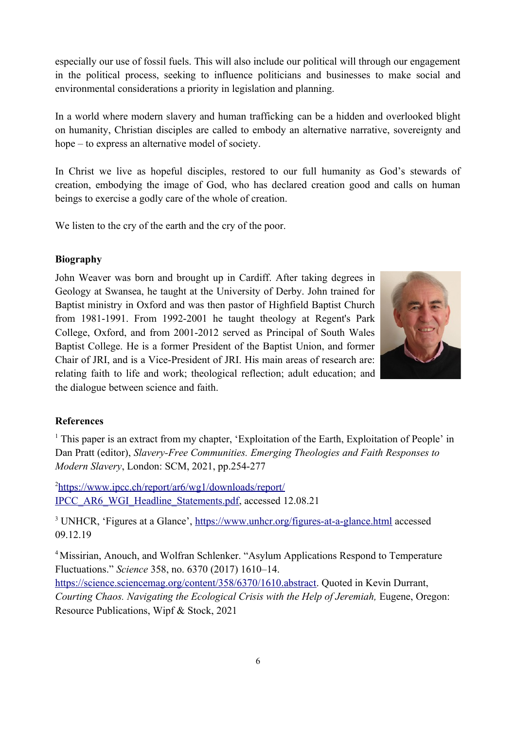especially our use of fossil fuels. This will also include our political will through our engagement in the political process, seeking to influence politicians and businesses to make social and environmental considerations a priority in legislation and planning.

In a world where modern slavery and human trafficking can be a hidden and overlooked blight on humanity, Christian disciples are called to embody an alternative narrative, sovereignty and hope – to express an alternative model of society.

In Christ we live as hopeful disciples, restored to our full humanity as God's stewards of creation, embodying the image of God, who has declared creation good and calls on human beings to exercise a godly care of the whole of creation.

We listen to the cry of the earth and the cry of the poor.

**Biography**

John Weaver was born and brought up in Cardiff. After taking degrees in Geology at Swansea, he taught at the University of Derby. John trained for Baptist ministry in Oxford and was then pastor of Highfield Baptist Church from 1981-1991. From 1992-2001 he taught theology at Regent's Park College, Oxford, and from 2001-2012 served as Principal of South Wales Baptist College. He is a former President of the Baptist Union, and former Chair of JRI, and is a Vice-President of JRI. His main areas of research are: relating faith to life and work; theological reflection; adult education; and the dialogue between science and faith.

**References**

[1] This paper is an extract from my chapter, 'Exploitation of the Earth, Exploitation of People' in Dan Pratt (editor), *Slavery-Free Communities. Emerging Theologies and Faith Responses to Modern Slavery*, London: SCM, 2021, pp.254-277

[2] https://www.ipcc.ch/report/ar6/wg1/downloads/report/IPCC_AR6_WGI_Headline_Statements.pdf, accessed 12.08.21

[3] UNHCR, 'Figures at a Glance', https://www.unhcr.org/figures-at-a-glance.html accessed 09.12.19

[4] Missirian, Anouch, and Wolfran Schlenker. "Asylum Applications Respond to Temperature Fluctuations." *Science* 358, no. 6370 (2017) 1610–14. https://science.sciencemag.org/content/358/6370/1610.abstract. Quoted in Kevin Durrant, *Courting Chaos. Navigating the Ecological Crisis with the Help of Jeremiah,* Eugene, Oregon: Resource Publications, Wipf & Stock, 2021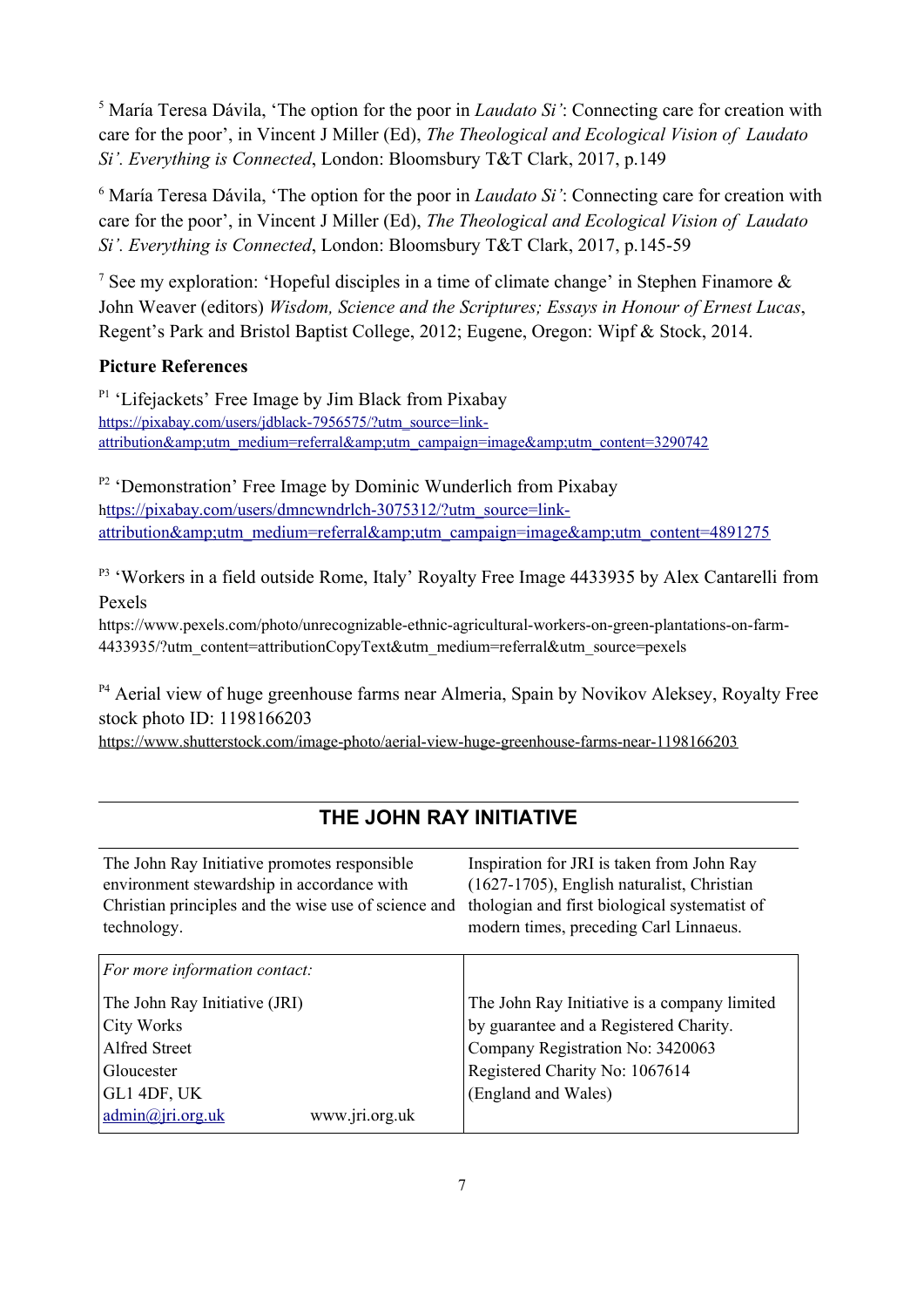[5] María Teresa Dávila, 'The option for the poor in *Laudato Si'*: Connecting care for creation with care for the poor', in Vincent J Miller (Ed), *The Theological and Ecological Vision of Laudato Si'. Everything is Connected*, London: Bloomsbury T&T Clark, 2017, p.149

[6] María Teresa Dávila, 'The option for the poor in *Laudato Si'*: Connecting care for creation with care for the poor', in Vincent J Miller (Ed), *The Theological and Ecological Vision of Laudato Si'. Everything is Connected*, London: Bloomsbury T&T Clark, 2017, p.145-59

[7] See my exploration: 'Hopeful disciples in a time of climate change' in Stephen Finamore & John Weaver (editors) *Wisdom, Science and the Scriptures; Essays in Honour of Ernest Lucas*, Regent's Park and Bristol Baptist College, 2012; Eugene, Oregon: Wipf & Stock, 2014.

**Picture References**

[P1] 'Lifejackets' Free Image by Jim Black from Pixabay
https://pixabay.com/users/jdblack-7956575/?utm_source=link-attribution&amp;utm_medium=referral&amp;utm_campaign=image&amp;utm_content=3290742

[P2] 'Demonstration' Free Image by Dominic Wunderlich from Pixabay
https://pixabay.com/users/dmncwndrlch-3075312/?utm_source=link-attribution&amp;utm_medium=referral&amp;utm_campaign=image&amp;utm_content=4891275

[P3] 'Workers in a field outside Rome, Italy' Royalty Free Image 4433935 by Alex Cantarelli from Pexels
https://www.pexels.com/photo/unrecognizable-ethnic-agricultural-workers-on-green-plantations-on-farm-4433935/?utm_content=attributionCopyText&utm_medium=referral&utm_source=pexels

[P4] Aerial view of huge greenhouse farms near Almeria, Spain by Novikov Aleksey, Royalty Free stock photo ID: 1198166203
https://www.shutterstock.com/image-photo/aerial-view-huge-greenhouse-farms-near-1198166203

## THE JOHN RAY INITIATIVE

The John Ray Initiative promotes responsible environment stewardship in accordance with Christian principles and the wise use of science and technology.

Inspiration for JRI is taken from John Ray (1627-1705), English naturalist, Christian thologian and first biological systematist of modern times, preceding Carl Linnaeus.

| | |
|---|---|
| *For more information contact:*<br><br>The John Ray Initiative (JRI)<br>City Works<br>Alfred Street<br>Gloucester<br>GL1 4DF, UK<br>admin@jri.org.uk www.jri.org.uk | The John Ray Initiative is a company limited by guarantee and a Registered Charity.<br>Company Registration No: 3420063<br>Registered Charity No: 1067614<br>(England and Wales) |